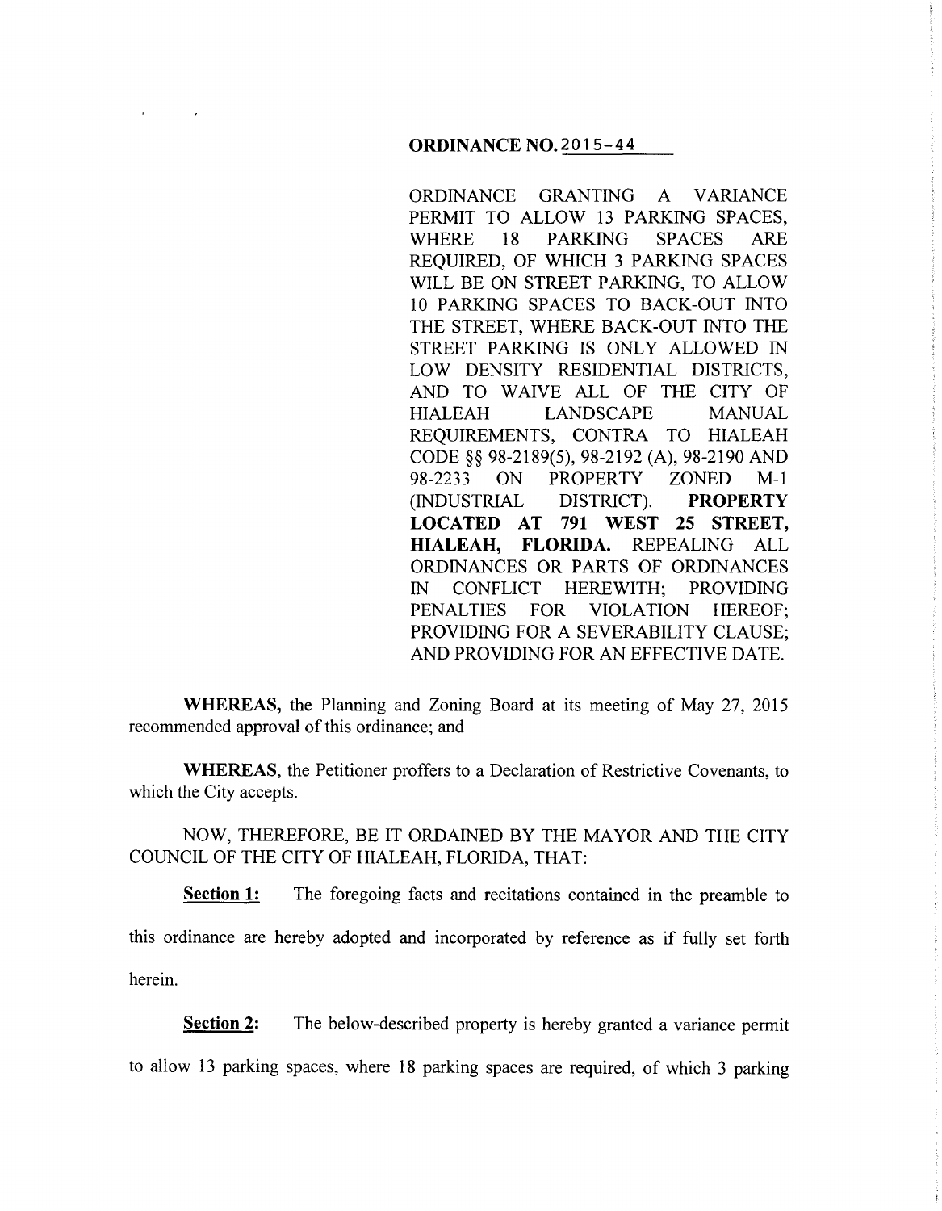**ORDINANCE NO. 2015-44**

ORDINANCE GRANTING A VARIANCE PERMIT TO ALLOW 13 PARKING SPACES, WHERE 18 PARKING SPACES ARE REQUIRED, OF WHICH 3 PARKING SPACES WILL BE ON STREET PARKING, TO ALLOW 10 PARKING SPACES TO BACK-OUT INTO THE STREET, WHERE BACK-OUT INTO THE STREET PARKING IS ONLY ALLOWED IN LOW DENSITY RESIDENTIAL DISTRICTS, AND TO WAIVE ALL OF THE CITY OF HIALEAH LANDSCAPE MANUAL REQUIREMENTS, CONTRA TO HIALEAH CODE §§ 98-2189(5), 98-2192 (A), 98-2190 AND 98-2233 ON PROPERTY ZONED M-1 (INDUSTRIAL DISTRICT). **PROPERTY LOCATED AT 791 WEST 25 STREET, HIALEAH, FLORIDA.** REPEALING ALL ORDINANCES OR PARTS OF ORDINANCES IN CONFLICT HEREWITH; PROVIDING PENALTIES FOR VIOLATION HEREOF; PROVIDING FOR A SEVERABILITY CLAUSE; AND PROVIDING FOR AN EFFECTIVE DATE.

**WHEREAS,** the Planning and Zoning Board at its meeting of May 27, 2015 recommended approval of this ordinance; and

**WHEREAS,** the Petitioner proffers to a Declaration of Restrictive Covenants, to which the City accepts.

NOW, THEREFORE, BE IT ORDAINED BY THE MAYOR AND THE CITY COUNCIL OF THE CITY OF HIALEAH, FLORIDA, THAT:

**Section 1:** The foregoing facts and recitations contained in the preamble to this ordinance are hereby adopted and incorporated by reference as if fully set forth herein.

**Section 2:** The below-described property is hereby granted a variance permit to allow 13 parking spaces, where 18 parking spaces are required, of which 3 parking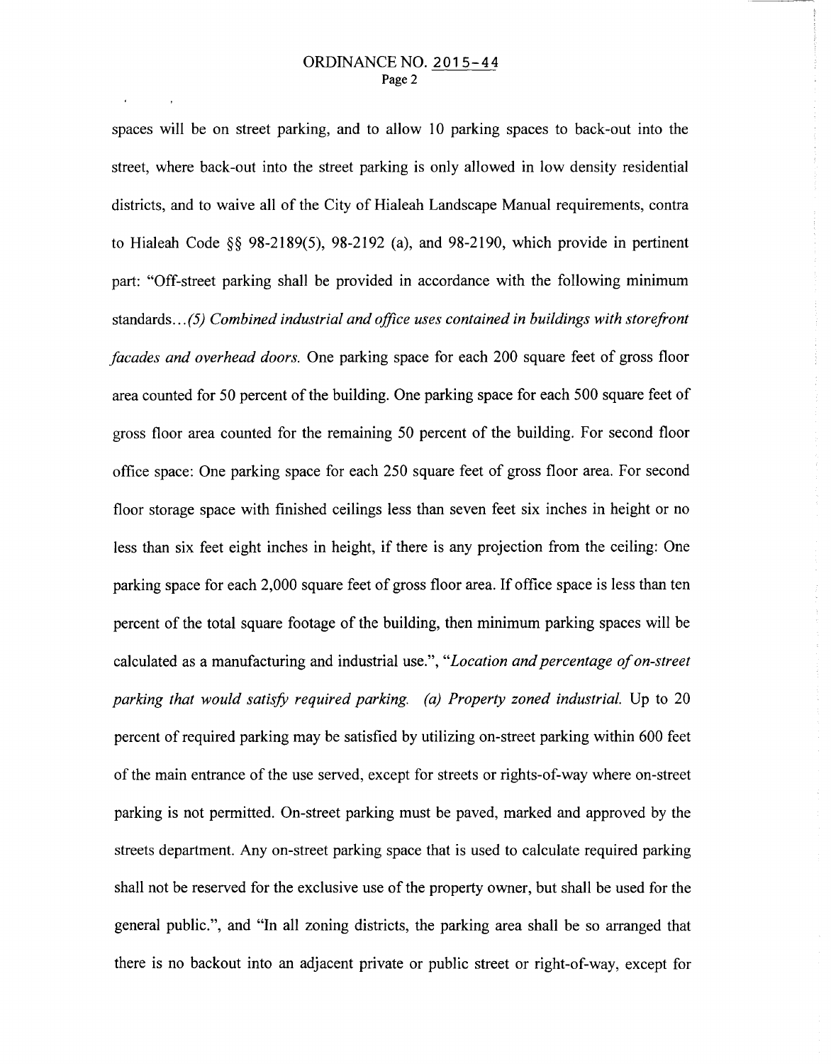spaces will be on street parking, and to allow 10 parking spaces to back-out into the street, where back-out into the street parking is only allowed in low density residential districts, and to waive all of the City of Hialeah Landscape Manual requirements, contra to Hialeah Code §§ 98-2189(5), 98-2192 (a), and 98-2190, which provide in pertinent part: "Off-street parking shall be provided in accordance with the following minimum standards…*(5) Combined industrial and office uses contained in buildings with storefront facades and overhead doors.* One parking space for each 200 square feet of gross floor area counted for 50 percent of the building. One parking space for each 500 square feet of gross floor area counted for the remaining 50 percent of the building. For second floor office space: One parking space for each 250 square feet of gross floor area. For second floor storage space with finished ceilings less than seven feet six inches in height or no less than six feet eight inches in height, if there is any projection from the ceiling: One parking space for each 2,000 square feet of gross floor area. If office space is less than ten percent of the total square footage of the building, then minimum parking spaces will be calculated as a manufacturing and industrial use.", "*Location and percentage of on-street parking that would satisfy required parking. (a) Property zoned industrial.* Up to 20 percent of required parking may be satisfied by utilizing on-street parking within 600 feet of the main entrance of the use served, except for streets or rights-of-way where on-street parking is not permitted. On-street parking must be paved, marked and approved by the streets department. Any on-street parking space that is used to calculate required parking shall not be reserved for the exclusive use of the property owner, but shall be used for the general public.", and "In all zoning districts, the parking area shall be so arranged that there is no backout into an adjacent private or public street or right-of-way, except for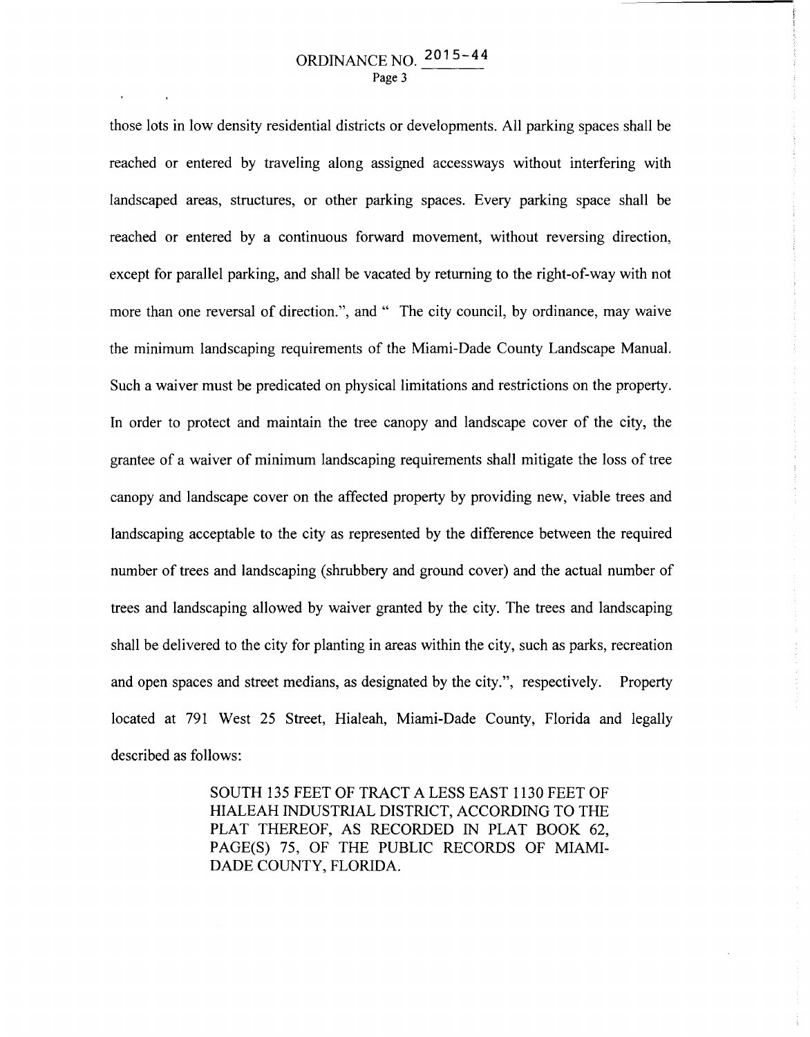those lots in low density residential districts or developments. All parking spaces shall be reached or entered by traveling along assigned accessways without interfering with landscaped areas, structures, or other parking spaces. Every parking space shall be reached or entered by a continuous forward movement, without reversing direction, except for parallel parking, and shall be vacated by returning to the right-of-way with not more than one reversal of direction.", and " The city council, by ordinance, may waive the minimum landscaping requirements of the Miami-Dade County Landscape Manual. Such a waiver must be predicated on physical limitations and restrictions on the property. In order to protect and maintain the tree canopy and landscape cover of the city, the grantee of a waiver of minimum landscaping requirements shall mitigate the loss of tree canopy and landscape cover on the affected property by providing new, viable trees and landscaping acceptable to the city as represented by the difference between the required number of trees and landscaping (shrubbery and ground cover) and the actual number of trees and landscaping allowed by waiver granted by the city. The trees and landscaping shall be delivered to the city for planting in areas within the city, such as parks, recreation and open spaces and street medians, as designated by the city.", respectively. Property located at 791 West 25 Street, Hialeah, Miami-Dade County, Florida and legally described as follows:

> SOUTH 135 FEET OF TRACT A LESS EAST 1130 FEET OF HIALEAH INDUSTRIAL DISTRICT, ACCORDING TO THE PLAT THEREOF, AS RECORDED IN PLAT BOOK 62, PAGE(S) 75, OF THE PUBLIC RECORDS OF MIAMI-DADE COUNTY, FLORIDA.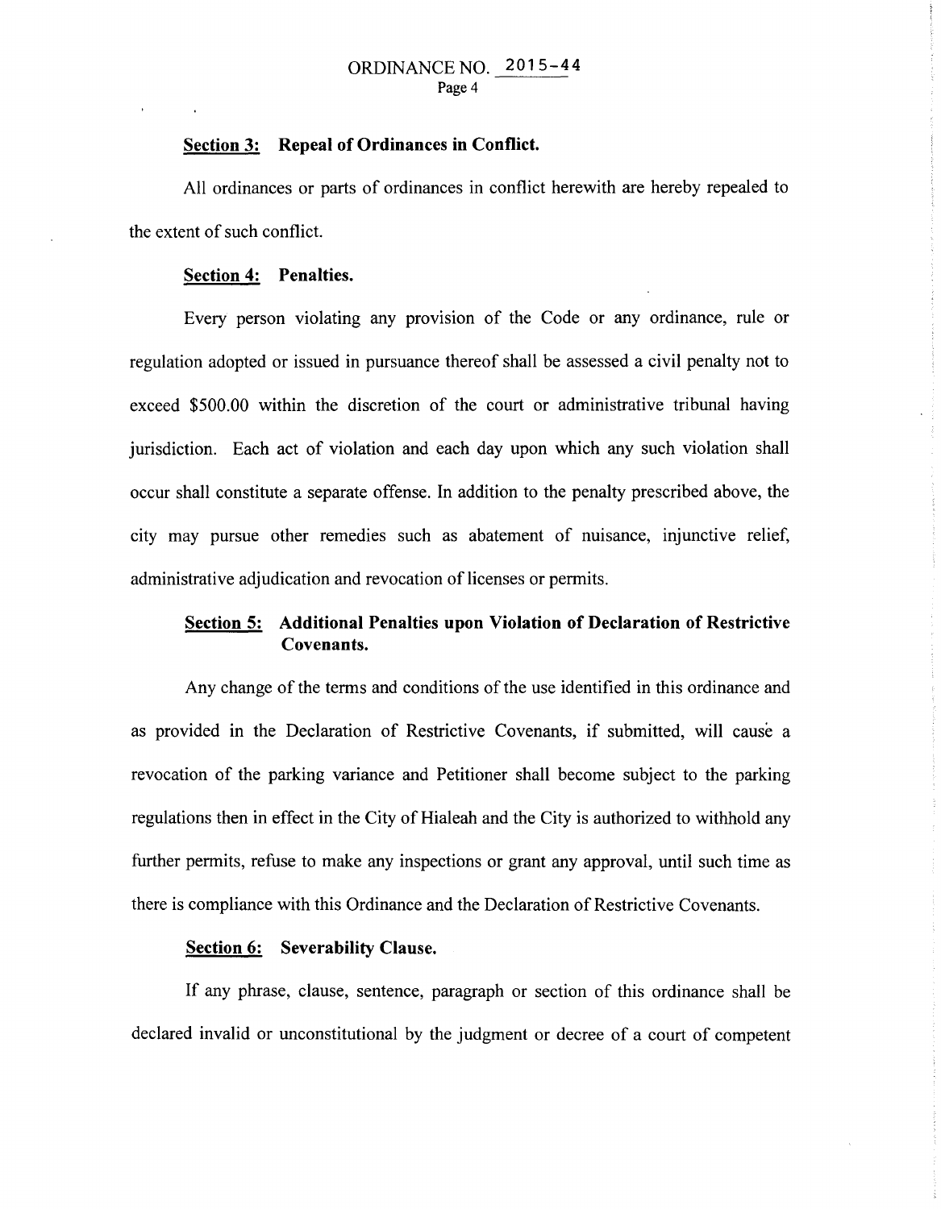**Section 3: Repeal of Ordinances in Conflict.**

All ordinances or parts of ordinances in conflict herewith are hereby repealed to the extent of such conflict.

**Section 4: Penalties.**

Every person violating any provision of the Code or any ordinance, rule or regulation adopted or issued in pursuance thereof shall be assessed a civil penalty not to exceed $500.00 within the discretion of the court or administrative tribunal having jurisdiction. Each act of violation and each day upon which any such violation shall occur shall constitute a separate offense. In addition to the penalty prescribed above, the city may pursue other remedies such as abatement of nuisance, injunctive relief, administrative adjudication and revocation of licenses or permits.

**Section 5: Additional Penalties upon Violation of Declaration of Restrictive Covenants.**

Any change of the terms and conditions of the use identified in this ordinance and as provided in the Declaration of Restrictive Covenants, if submitted, will cause a revocation of the parking variance and Petitioner shall become subject to the parking regulations then in effect in the City of Hialeah and the City is authorized to withhold any further permits, refuse to make any inspections or grant any approval, until such time as there is compliance with this Ordinance and the Declaration of Restrictive Covenants.

**Section 6: Severability Clause.**

If any phrase, clause, sentence, paragraph or section of this ordinance shall be declared invalid or unconstitutional by the judgment or decree of a court of competent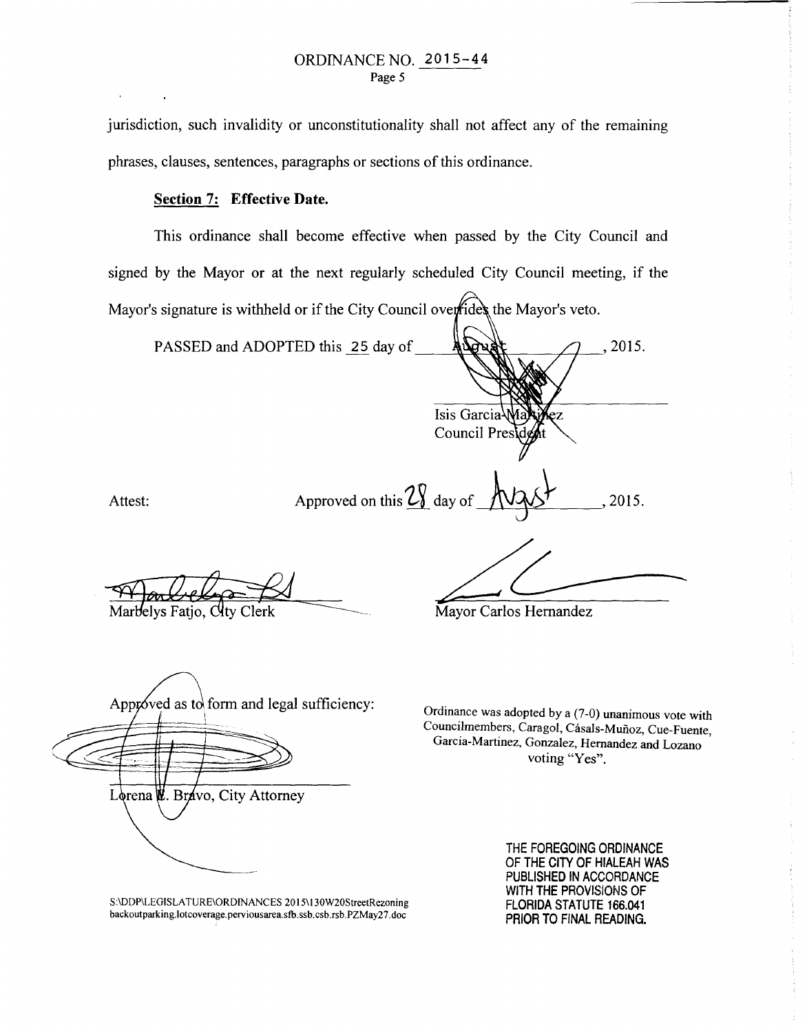jurisdiction, such invalidity or unconstitutionality shall not affect any of the remaining phrases, clauses, sentences, paragraphs or sections of this ordinance.

**Section 7: Effective Date.**

This ordinance shall become effective when passed by the City Council and signed by the Mayor or at the next regularly scheduled City Council meeting, if the Mayor's signature is withheld or if the City Council overrides the Mayor's veto.

PASSED and ADOPTED this 25 day of August, 2015.

Isis Garcia-Martinez
Council President

Attest:

Approved on this 28 day of August, 2015.

Marbelys Fatjo, City Clerk

Mayor Carlos Hernandez

Approved as to form and legal sufficiency:

Lorena E. Bravo, City Attorney

Ordinance was adopted by a (7-0) unanimous vote with Councilmembers, Caragol, Cásals-Muñoz, Cue-Fuente, Garcia-Martinez, Gonzalez, Hernandez and Lozano voting "Yes".

S:\DDP\LEGISLATURE\ORDINANCES 2015\130W20StreetRezoning backoutparking.lotcoverage.perviousarea.sfb.ssb.csb.rsb.PZMay27.doc

THE FOREGOING ORDINANCE OF THE CITY OF HIALEAH WAS PUBLISHED IN ACCORDANCE WITH THE PROVISIONS OF FLORIDA STATUTE 166.041 PRIOR TO FINAL READING.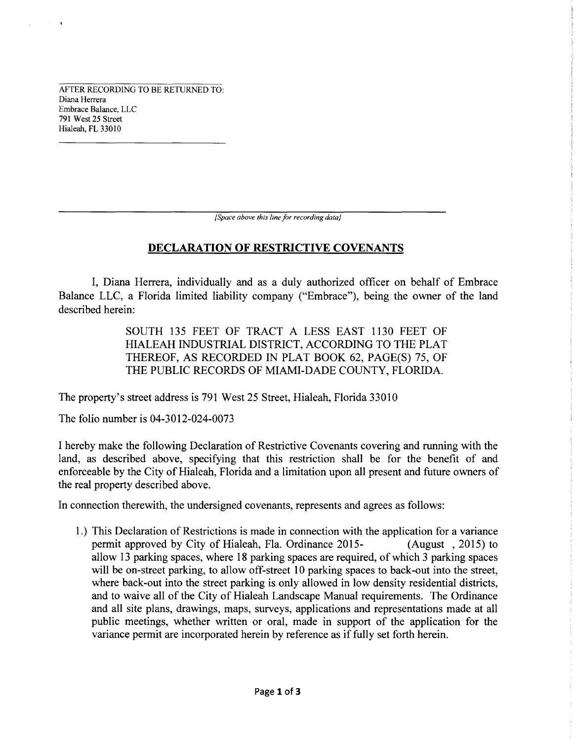AFTER RECORDING TO BE RETURNED TO:
Diana Herrera
Embrace Balance, LLC
791 West 25 Street
Hialeah, FL 33010

*{Space above this line for recording data}*

## DECLARATION OF RESTRICTIVE COVENANTS

I, Diana Herrera, individually and as a duly authorized officer on behalf of Embrace Balance LLC, a Florida limited liability company ("Embrace"), being the owner of the land described herein:

> SOUTH 135 FEET OF TRACT A LESS EAST 1130 FEET OF HIALEAH INDUSTRIAL DISTRICT, ACCORDING TO THE PLAT THEREOF, AS RECORDED IN PLAT BOOK 62, PAGE(S) 75, OF THE PUBLIC RECORDS OF MIAMI-DADE COUNTY, FLORIDA.

The property's street address is 791 West 25 Street, Hialeah, Florida 33010

The folio number is 04-3012-024-0073

I hereby make the following Declaration of Restrictive Covenants covering and running with the land, as described above, specifying that this restriction shall be for the benefit of and enforceable by the City of Hialeah, Florida and a limitation upon all present and future owners of the real property described above.

In connection therewith, the undersigned covenants, represents and agrees as follows:

1.) This Declaration of Restrictions is made in connection with the application for a variance permit approved by City of Hialeah, Fla. Ordinance 2015- (August , 2015) to allow 13 parking spaces, where 18 parking spaces are required, of which 3 parking spaces will be on-street parking, to allow off-street 10 parking spaces to back-out into the street, where back-out into the street parking is only allowed in low density residential districts, and to waive all of the City of Hialeah Landscape Manual requirements. The Ordinance and all site plans, drawings, maps, surveys, applications and representations made at all public meetings, whether written or oral, made in support of the application for the variance permit are incorporated herein by reference as if fully set forth herein.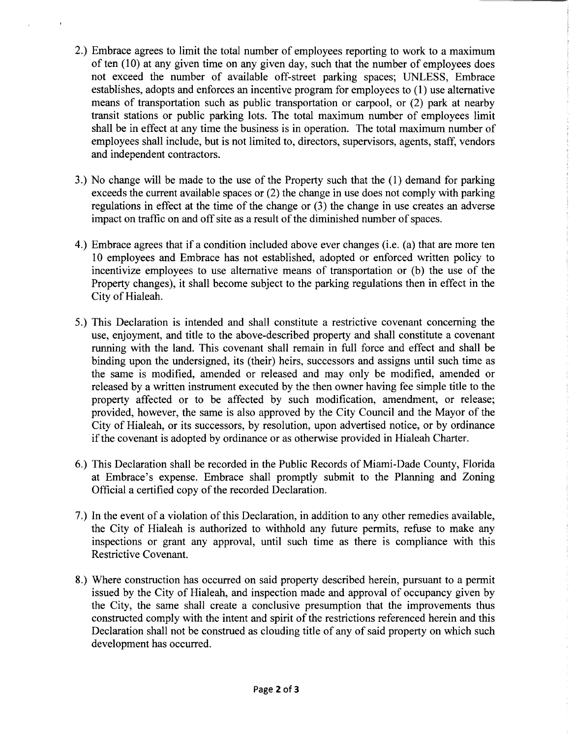2.) Embrace agrees to limit the total number of employees reporting to work to a maximum of ten (10) at any given time on any given day, such that the number of employees does not exceed the number of available off-street parking spaces; UNLESS, Embrace establishes, adopts and enforces an incentive program for employees to (1) use alternative means of transportation such as public transportation or carpool, or (2) park at nearby transit stations or public parking lots. The total maximum number of employees limit shall be in effect at any time the business is in operation. The total maximum number of employees shall include, but is not limited to, directors, supervisors, agents, staff, vendors and independent contractors.

3.) No change will be made to the use of the Property such that the (1) demand for parking exceeds the current available spaces or (2) the change in use does not comply with parking regulations in effect at the time of the change or (3) the change in use creates an adverse impact on traffic on and off site as a result of the diminished number of spaces.

4.) Embrace agrees that if a condition included above ever changes (i.e. (a) that are more ten 10 employees and Embrace has not established, adopted or enforced written policy to incentivize employees to use alternative means of transportation or (b) the use of the Property changes), it shall become subject to the parking regulations then in effect in the City of Hialeah.

5.) This Declaration is intended and shall constitute a restrictive covenant concerning the use, enjoyment, and title to the above-described property and shall constitute a covenant running with the land. This covenant shall remain in full force and effect and shall be binding upon the undersigned, its (their) heirs, successors and assigns until such time as the same is modified, amended or released and may only be modified, amended or released by a written instrument executed by the then owner having fee simple title to the property affected or to be affected by such modification, amendment, or release; provided, however, the same is also approved by the City Council and the Mayor of the City of Hialeah, or its successors, by resolution, upon advertised notice, or by ordinance if the covenant is adopted by ordinance or as otherwise provided in Hialeah Charter.

6.) This Declaration shall be recorded in the Public Records of Miami-Dade County, Florida at Embrace's expense. Embrace shall promptly submit to the Planning and Zoning Official a certified copy of the recorded Declaration.

7.) In the event of a violation of this Declaration, in addition to any other remedies available, the City of Hialeah is authorized to withhold any future permits, refuse to make any inspections or grant any approval, until such time as there is compliance with this Restrictive Covenant.

8.) Where construction has occurred on said property described herein, pursuant to a permit issued by the City of Hialeah, and inspection made and approval of occupancy given by the City, the same shall create a conclusive presumption that the improvements thus constructed comply with the intent and spirit of the restrictions referenced herein and this Declaration shall not be construed as clouding title of any of said property on which such development has occurred.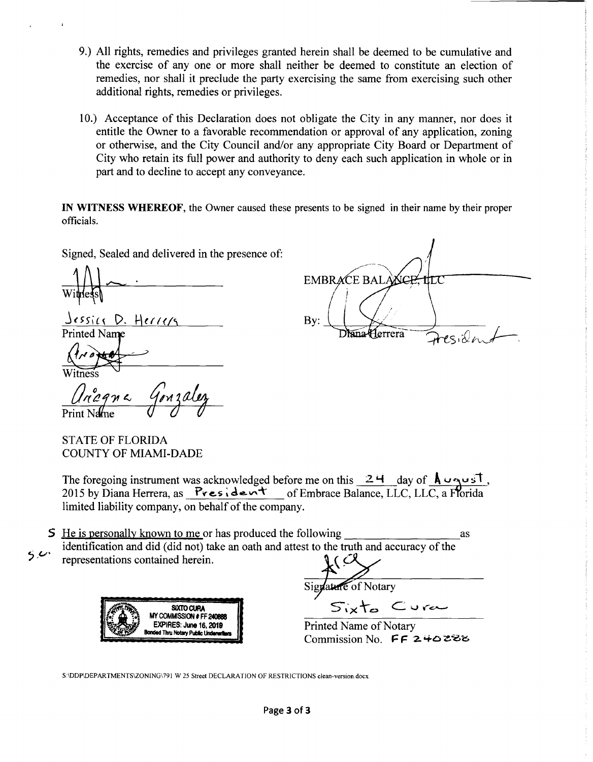9.) All rights, remedies and privileges granted herein shall be deemed to be cumulative and the exercise of any one or more shall neither be deemed to constitute an election of remedies, nor shall it preclude the party exercising the same from exercising such other additional rights, remedies or privileges.

10.) Acceptance of this Declaration does not obligate the City in any manner, nor does it entitle the Owner to a favorable recommendation or approval of any application, zoning or otherwise, and the City Council and/or any appropriate City Board or Department of City who retain its full power and authority to deny each such application in whole or in part and to decline to accept any conveyance.

**IN WITNESS WHEREOF**, the Owner caused these presents to be signed in their name by their proper officials.

Signed, Sealed and delivered in the presence of:

______________________
Witness

Jessica D. Herrera
Printed Name

______________________
Witness

Ariagna Gonzalez
Print Name

EMBRACE BALANCE, LLC

By: ______________________
Diana Herrera President

STATE OF FLORIDA
COUNTY OF MIAMI-DADE

The foregoing instrument was acknowledged before me on this 24 day of August, 2015 by Diana Herrera, as President of Embrace Balance, LLC, LLC, a Florida limited liability company, on behalf of the company.

S He is personally known to me or has produced the following ______________ as identification and did (did not) take an oath and attest to the truth and accuracy of the representations contained herein.

S.C.

SIXTO CURA
MY COMMISSION # FF 240888
EXPIRES: June 16, 2019
Bonded Thru Notary Public Underwriters

______________________
Signature of Notary

Sixto Cura
Printed Name of Notary
Commission No. FF 240888

S:\DDP\DEPARTMENTS\ZONING\791 W 25 Street DECLARATION OF RESTRICTIONS clean-version.docx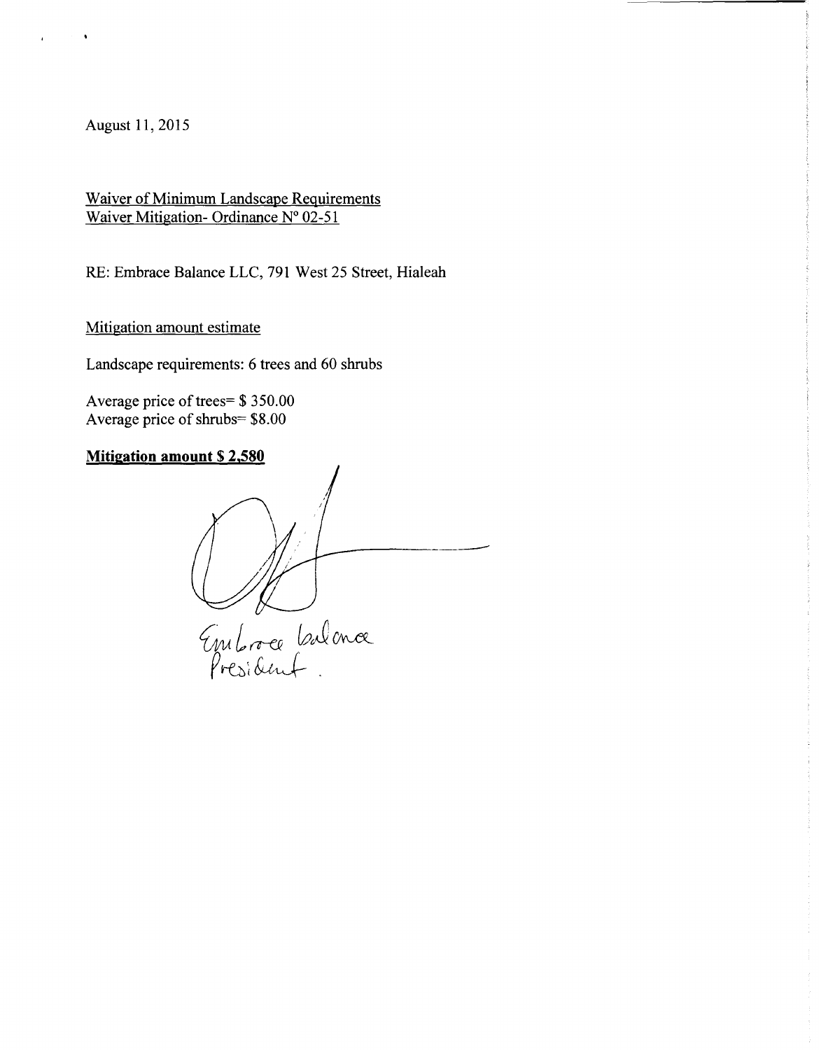August 11, 2015

Waiver of Minimum Landscape Requirements
Waiver Mitigation- Ordinance N° 02-51

RE: Embrace Balance LLC, 791 West 25 Street, Hialeah

Mitigation amount estimate

Landscape requirements: 6 trees and 60 shrubs

Average price of trees= $ 350.00
Average price of shrubs= $8.00

**Mitigation amount $ 2,580**

Embrace balance
President.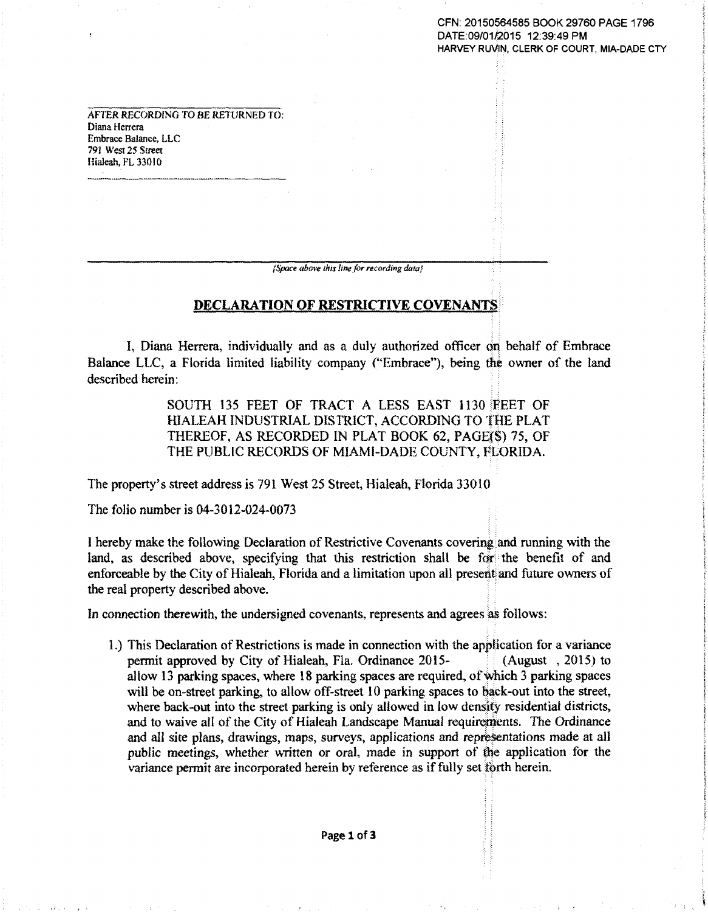CFN: 20150564585 BOOK 29760 PAGE 1796
DATE:09/01/2015 12:39:49 PM
HARVEY RUVIN, CLERK OF COURT, MIA-DADE CTY

AFTER RECORDING TO BE RETURNED TO:
Diana Herrera
Embrace Balance, LLC
791 West 25 Street
Hialeah, FL 33010

*(Space above this line for recording data)*

## DECLARATION OF RESTRICTIVE COVENANTS

I, Diana Herrera, individually and as a duly authorized officer on behalf of Embrace Balance LLC, a Florida limited liability company ("Embrace"), being the owner of the land described herein:

> SOUTH 135 FEET OF TRACT A LESS EAST 1130 FEET OF HIALEAH INDUSTRIAL DISTRICT, ACCORDING TO THE PLAT THEREOF, AS RECORDED IN PLAT BOOK 62, PAGE(S) 75, OF THE PUBLIC RECORDS OF MIAMI-DADE COUNTY, FLORIDA.

The property's street address is 791 West 25 Street, Hialeah, Florida 33010

The folio number is 04-3012-024-0073

I hereby make the following Declaration of Restrictive Covenants covering and running with the land, as described above, specifying that this restriction shall be for the benefit of and enforceable by the City of Hialeah, Florida and a limitation upon all present and future owners of the real property described above.

In connection therewith, the undersigned covenants, represents and agrees as follows:

1.) This Declaration of Restrictions is made in connection with the application for a variance permit approved by City of Hialeah, Fla. Ordinance 2015- (August , 2015) to allow 13 parking spaces, where 18 parking spaces are required, of which 3 parking spaces will be on-street parking, to allow off-street 10 parking spaces to back-out into the street, where back-out into the street parking is only allowed in low density residential districts, and to waive all of the City of Hialeah Landscape Manual requirements. The Ordinance and all site plans, drawings, maps, surveys, applications and representations made at all public meetings, whether written or oral, made in support of the application for the variance permit are incorporated herein by reference as if fully set forth herein.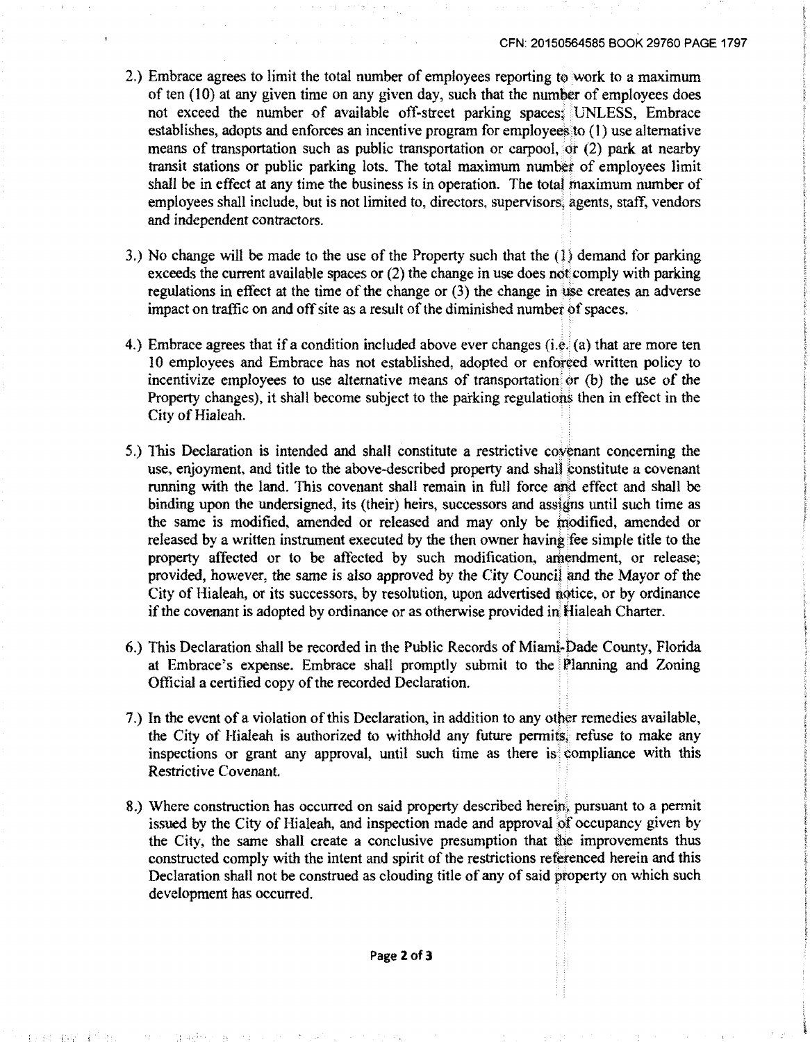2.) Embrace agrees to limit the total number of employees reporting to work to a maximum of ten (10) at any given time on any given day, such that the number of employees does not exceed the number of available off-street parking spaces; UNLESS, Embrace establishes, adopts and enforces an incentive program for employees to (1) use alternative means of transportation such as public transportation or carpool, or (2) park at nearby transit stations or public parking lots. The total maximum number of employees limit shall be in effect at any time the business is in operation. The total maximum number of employees shall include, but is not limited to, directors, supervisors, agents, staff, vendors and independent contractors.

3.) No change will be made to the use of the Property such that the (1) demand for parking exceeds the current available spaces or (2) the change in use does not comply with parking regulations in effect at the time of the change or (3) the change in use creates an adverse impact on traffic on and off site as a result of the diminished number of spaces.

4.) Embrace agrees that if a condition included above ever changes (i.e. (a) that are more ten 10 employees and Embrace has not established, adopted or enforced written policy to incentivize employees to use alternative means of transportation or (b) the use of the Property changes), it shall become subject to the parking regulations then in effect in the City of Hialeah.

5.) This Declaration is intended and shall constitute a restrictive covenant concerning the use, enjoyment, and title to the above-described property and shall constitute a covenant running with the land. This covenant shall remain in full force and effect and shall be binding upon the undersigned, its (their) heirs, successors and assigns until such time as the same is modified, amended or released and may only be modified, amended or released by a written instrument executed by the then owner having fee simple title to the property affected or to be affected by such modification, amendment, or release; provided, however, the same is also approved by the City Council and the Mayor of the City of Hialeah, or its successors, by resolution, upon advertised notice, or by ordinance if the covenant is adopted by ordinance or as otherwise provided in Hialeah Charter.

6.) This Declaration shall be recorded in the Public Records of Miami-Dade County, Florida at Embrace's expense. Embrace shall promptly submit to the Planning and Zoning Official a certified copy of the recorded Declaration.

7.) In the event of a violation of this Declaration, in addition to any other remedies available, the City of Hialeah is authorized to withhold any future permits, refuse to make any inspections or grant any approval, until such time as there is compliance with this Restrictive Covenant.

8.) Where construction has occurred on said property described herein, pursuant to a permit issued by the City of Hialeah, and inspection made and approval of occupancy given by the City, the same shall create a conclusive presumption that the improvements thus constructed comply with the intent and spirit of the restrictions referenced herein and this Declaration shall not be construed as clouding title of any of said property on which such development has occurred.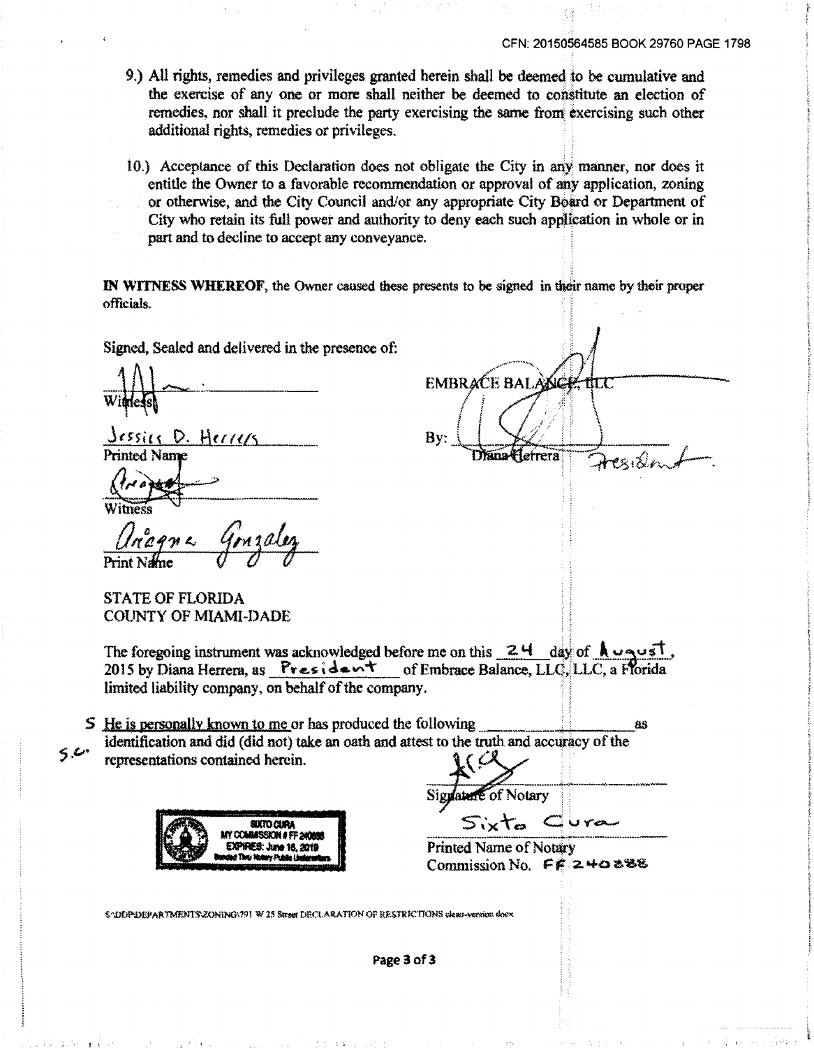CFN: 20150564585 BOOK 29760 PAGE 1798

9.) All rights, remedies and privileges granted herein shall be deemed to be cumulative and the exercise of any one or more shall neither be deemed to constitute an election of remedies, nor shall it preclude the party exercising the same from exercising such other additional rights, remedies or privileges.

10.) Acceptance of this Declaration does not obligate the City in any manner, nor does it entitle the Owner to a favorable recommendation or approval of any application, zoning or otherwise, and the City Council and/or any appropriate City Board or Department of City who retain its full power and authority to deny each such application in whole or in part and to decline to accept any conveyance.

**IN WITNESS WHEREOF**, the Owner caused these presents to be signed in their name by their proper officials.

Signed, Sealed and delivered in the presence of:

Witness

Jessica D. Herrera
Printed Name

Witness

Arlagne Gonzalez
Print Name

EMBRACE BALANCE, LLC

By: Diana Herrera President

STATE OF FLORIDA
COUNTY OF MIAMI-DADE

The foregoing instrument was acknowledged before me on this 24 day of August, 2015 by Diana Herrera, as President of Embrace Balance, LLC, LLC, a Florida limited liability company, on behalf of the company.

S.C. He is personally known to me or has produced the following \_\_\_\_\_\_\_\_\_\_ as identification and did (did not) take an oath and attest to the truth and accuracy of the representations contained herein.

SIXTO CURA
MY COMMISSION # FF 240888
EXPIRES: June 16, 2019
Bonded Thru Notary Public Underwriters

Signature of Notary

Sixto Cura
Printed Name of Notary
Commission No. FF 240888

S:\DDP\DEPARTMENTS\ZONING\791 W 25 Street DECLARATION OF RESTRICTIONS clean-version.docx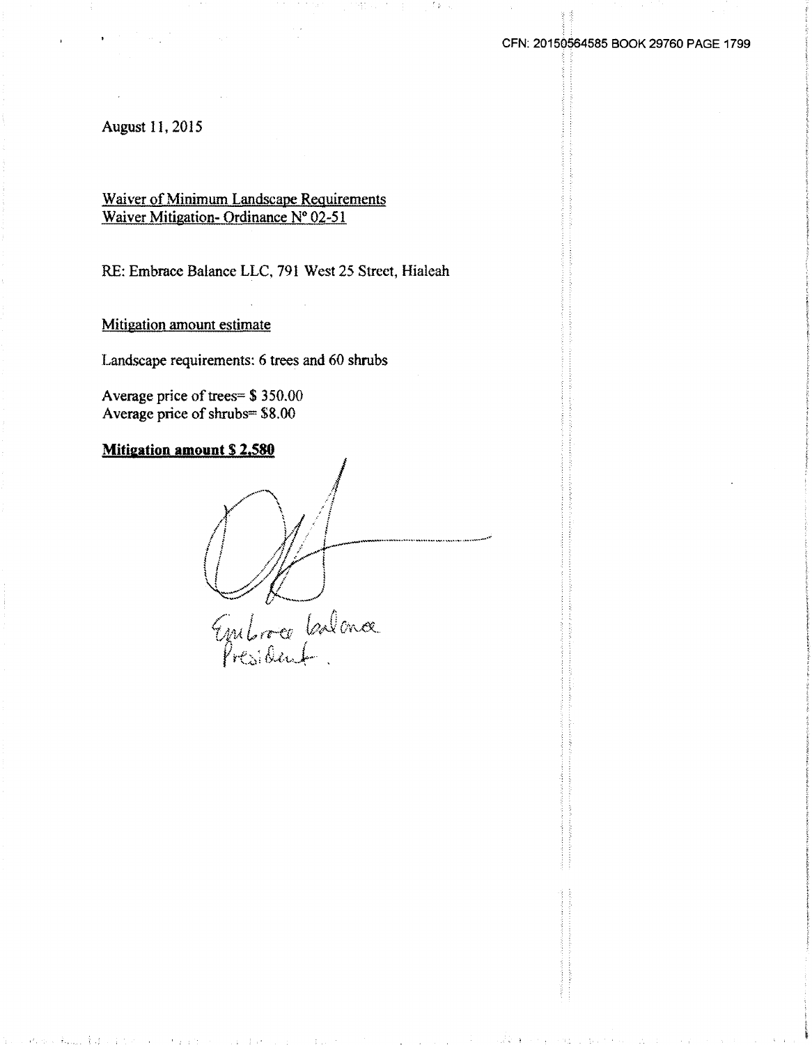CFN: 20150564585 BOOK 29760 PAGE 1799

August 11, 2015

Waiver of Minimum Landscape Requirements
Waiver Mitigation- Ordinance N° 02-51

RE: Embrace Balance LLC, 791 West 25 Street, Hialeah

Mitigation amount estimate

Landscape requirements: 6 trees and 60 shrubs

Average price of trees= $ 350.00
Average price of shrubs= $8.00

**Mitigation amount $ 2,580**

Embrace Balance
President.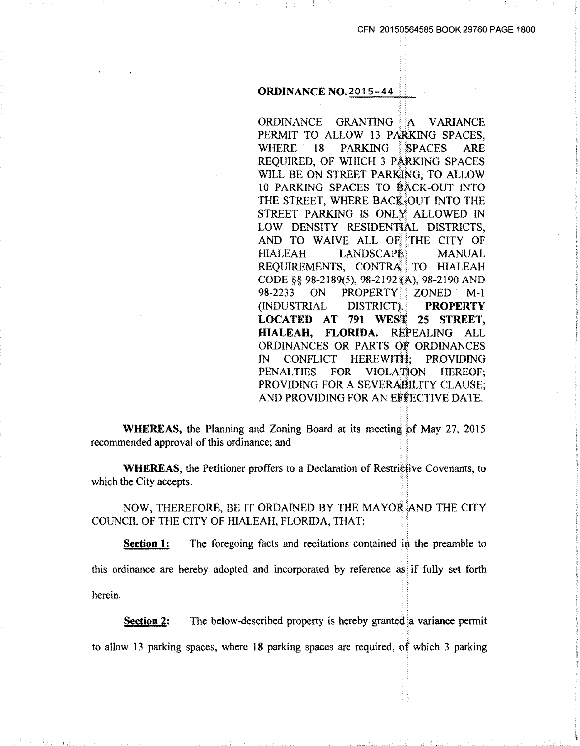**ORDINANCE NO. 2015-44**

ORDINANCE GRANTING A VARIANCE PERMIT TO ALLOW 13 PARKING SPACES, WHERE 18 PARKING SPACES ARE REQUIRED, OF WHICH 3 PARKING SPACES WILL BE ON STREET PARKING, TO ALLOW 10 PARKING SPACES TO BACK-OUT INTO THE STREET, WHERE BACK-OUT INTO THE STREET PARKING IS ONLY ALLOWED IN LOW DENSITY RESIDENTIAL DISTRICTS, AND TO WAIVE ALL OF THE CITY OF HIALEAH LANDSCAPE MANUAL REQUIREMENTS, CONTRA TO HIALEAH CODE §§ 98-2189(5), 98-2192 (A), 98-2190 AND 98-2233 ON PROPERTY ZONED M-1 (INDUSTRIAL DISTRICT). **PROPERTY LOCATED AT 791 WEST 25 STREET, HIALEAH, FLORIDA.** REPEALING ALL ORDINANCES OR PARTS OF ORDINANCES IN CONFLICT HEREWITH; PROVIDING PENALTIES FOR VIOLATION HEREOF; PROVIDING FOR A SEVERABILITY CLAUSE; AND PROVIDING FOR AN EFFECTIVE DATE.

**WHEREAS,** the Planning and Zoning Board at its meeting of May 27, 2015 recommended approval of this ordinance; and

**WHEREAS**, the Petitioner proffers to a Declaration of Restrictive Covenants, to which the City accepts.

NOW, THEREFORE, BE IT ORDAINED BY THE MAYOR AND THE CITY COUNCIL OF THE CITY OF HIALEAH, FLORIDA, THAT:

**Section 1:** The foregoing facts and recitations contained in the preamble to this ordinance are hereby adopted and incorporated by reference as if fully set forth herein.

**Section 2:** The below-described property is hereby granted a variance permit to allow 13 parking spaces, where 18 parking spaces are required, of which 3 parking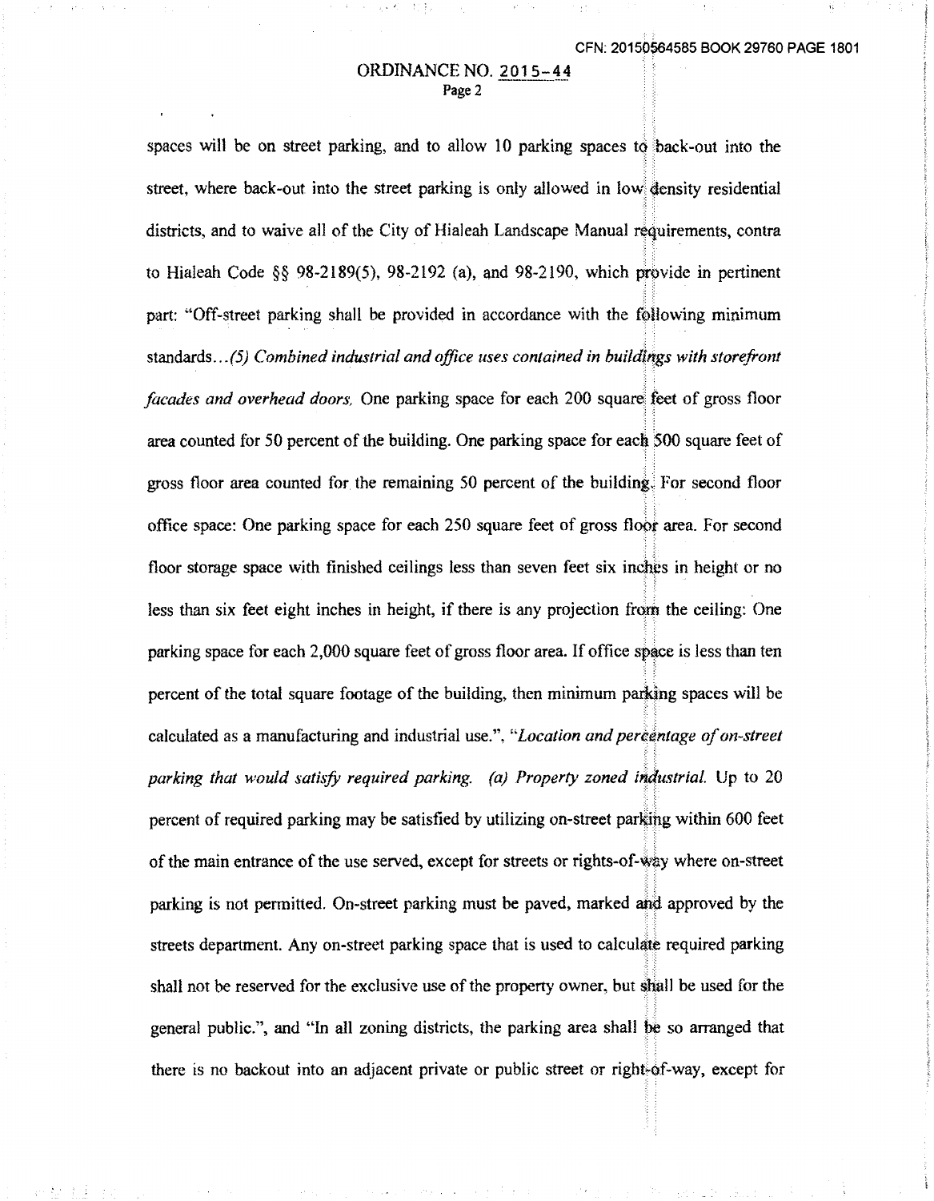spaces will be on street parking, and to allow 10 parking spaces to back-out into the street, where back-out into the street parking is only allowed in low density residential districts, and to waive all of the City of Hialeah Landscape Manual requirements, contra to Hialeah Code §§ 98-2189(5), 98-2192 (a), and 98-2190, which provide in pertinent part: "Off-street parking shall be provided in accordance with the following minimum standards…*(5) Combined industrial and office uses contained in buildings with storefront facades and overhead doors.* One parking space for each 200 square feet of gross floor area counted for 50 percent of the building. One parking space for each 500 square feet of gross floor area counted for the remaining 50 percent of the building. For second floor office space: One parking space for each 250 square feet of gross floor area. For second floor storage space with finished ceilings less than seven feet six inches in height or no less than six feet eight inches in height, if there is any projection from the ceiling: One parking space for each 2,000 square feet of gross floor area. If office space is less than ten percent of the total square footage of the building, then minimum parking spaces will be calculated as a manufacturing and industrial use.", "*Location and percentage of on-street parking that would satisfy required parking. (a) Property zoned industrial.* Up to 20 percent of required parking may be satisfied by utilizing on-street parking within 600 feet of the main entrance of the use served, except for streets or rights-of-way where on-street parking is not permitted. On-street parking must be paved, marked and approved by the streets department. Any on-street parking space that is used to calculate required parking shall not be reserved for the exclusive use of the property owner, but shall be used for the general public.", and "In all zoning districts, the parking area shall be so arranged that there is no backout into an adjacent private or public street or right-of-way, except for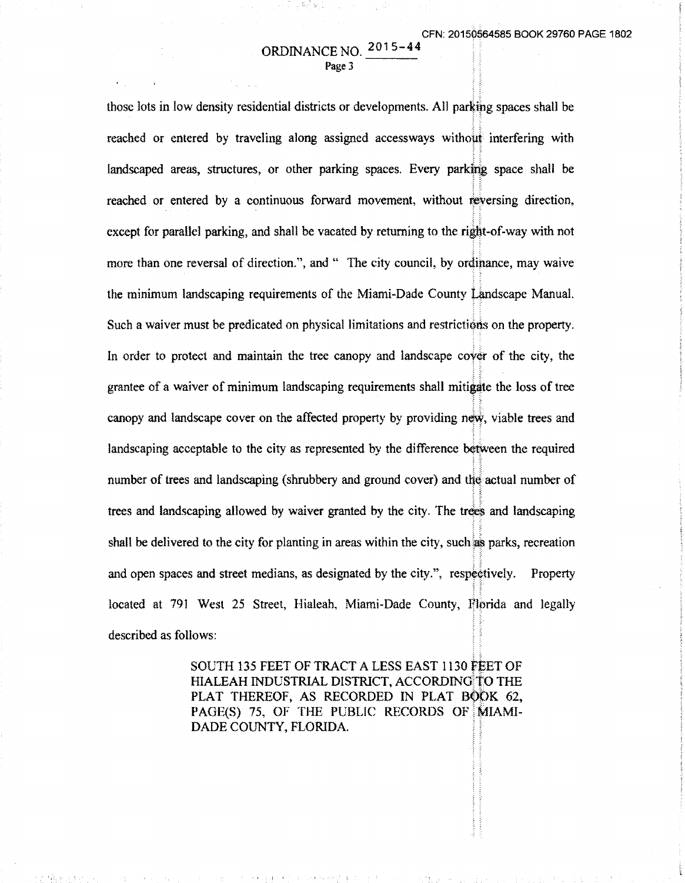those lots in low density residential districts or developments. All parking spaces shall be reached or entered by traveling along assigned accessways without interfering with landscaped areas, structures, or other parking spaces. Every parking space shall be reached or entered by a continuous forward movement, without reversing direction, except for parallel parking, and shall be vacated by returning to the right-of-way with not more than one reversal of direction.", and " The city council, by ordinance, may waive the minimum landscaping requirements of the Miami-Dade County Landscape Manual. Such a waiver must be predicated on physical limitations and restrictions on the property. In order to protect and maintain the tree canopy and landscape cover of the city, the grantee of a waiver of minimum landscaping requirements shall mitigate the loss of tree canopy and landscape cover on the affected property by providing new, viable trees and landscaping acceptable to the city as represented by the difference between the required number of trees and landscaping (shrubbery and ground cover) and the actual number of trees and landscaping allowed by waiver granted by the city. The trees and landscaping shall be delivered to the city for planting in areas within the city, such as parks, recreation and open spaces and street medians, as designated by the city.", respectively. Property located at 791 West 25 Street, Hialeah, Miami-Dade County, Florida and legally described as follows:

> SOUTH 135 FEET OF TRACT A LESS EAST 1130 FEET OF HIALEAH INDUSTRIAL DISTRICT, ACCORDING TO THE PLAT THEREOF, AS RECORDED IN PLAT BOOK 62, PAGE(S) 75, OF THE PUBLIC RECORDS OF MIAMI-DADE COUNTY, FLORIDA.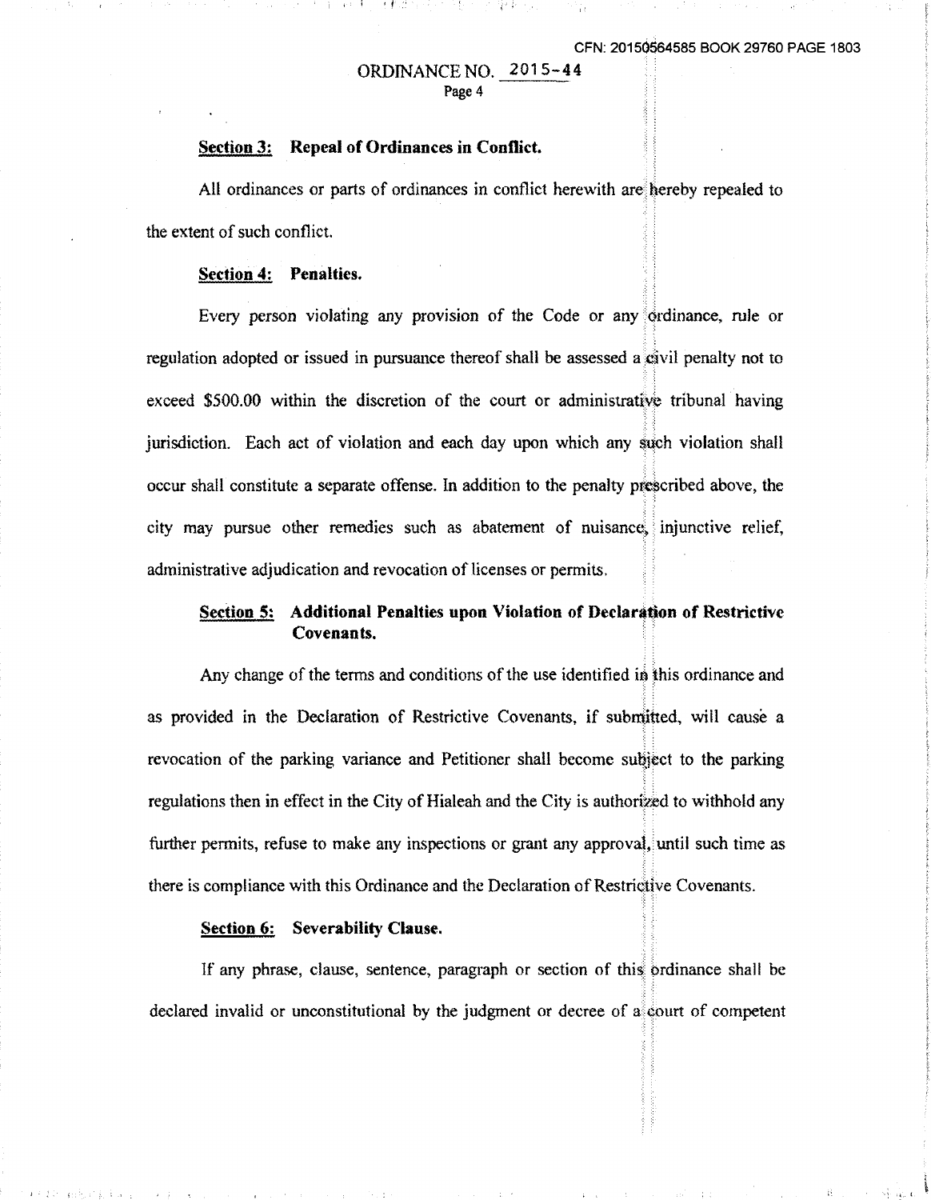**Section 3: Repeal of Ordinances in Conflict.**

All ordinances or parts of ordinances in conflict herewith are hereby repealed to the extent of such conflict.

**Section 4: Penalties.**

Every person violating any provision of the Code or any ordinance, rule or regulation adopted or issued in pursuance thereof shall be assessed a civil penalty not to exceed $500.00 within the discretion of the court or administrative tribunal having jurisdiction. Each act of violation and each day upon which any such violation shall occur shall constitute a separate offense. In addition to the penalty prescribed above, the city may pursue other remedies such as abatement of nuisance, injunctive relief, administrative adjudication and revocation of licenses or permits.

**Section 5: Additional Penalties upon Violation of Declaration of Restrictive Covenants.**

Any change of the terms and conditions of the use identified in this ordinance and as provided in the Declaration of Restrictive Covenants, if submitted, will cause a revocation of the parking variance and Petitioner shall become subject to the parking regulations then in effect in the City of Hialeah and the City is authorized to withhold any further permits, refuse to make any inspections or grant any approval, until such time as there is compliance with this Ordinance and the Declaration of Restrictive Covenants.

**Section 6: Severability Clause.**

If any phrase, clause, sentence, paragraph or section of this ordinance shall be declared invalid or unconstitutional by the judgment or decree of a court of competent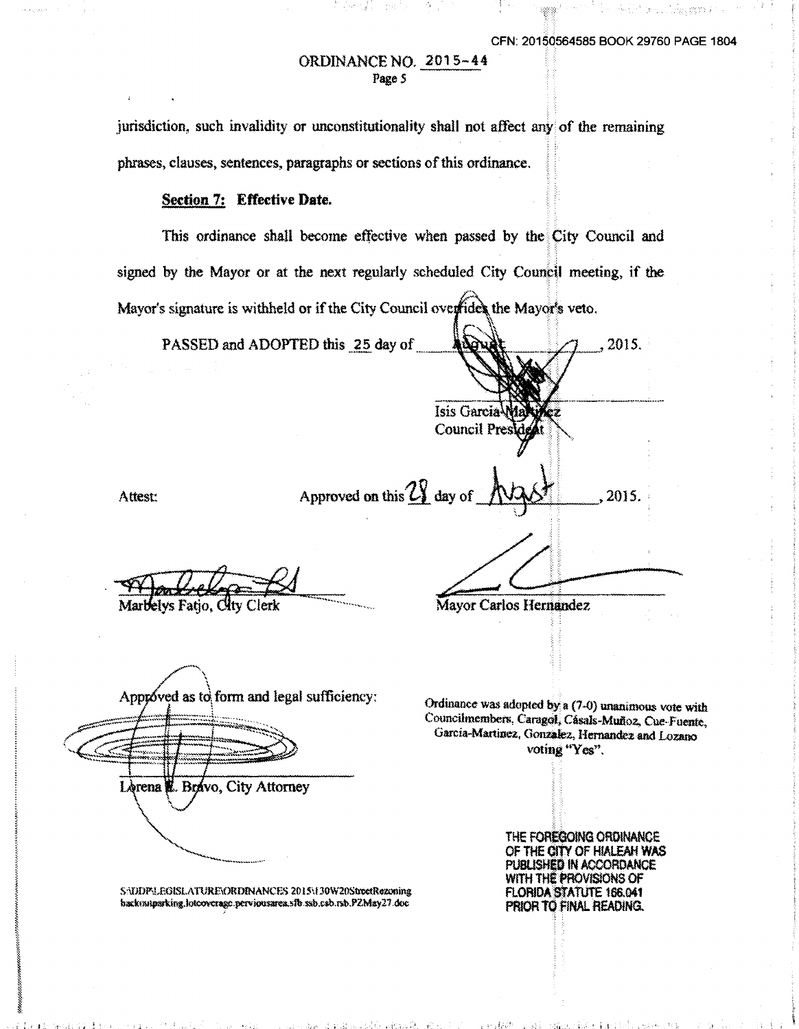jurisdiction, such invalidity or unconstitutionality shall not affect any of the remaining phrases, clauses, sentences, paragraphs or sections of this ordinance.

**Section 7: Effective Date.**

This ordinance shall become effective when passed by the City Council and signed by the Mayor or at the next regularly scheduled City Council meeting, if the Mayor's signature is withheld or if the City Council overrides the Mayor's veto.

PASSED and ADOPTED this 25 day of August, 2015.

Isis Garcia-Martinez
Council President

Attest:

Approved on this 28 day of August, 2015.

Marbelys Fatjo, City Clerk

Mayor Carlos Hernandez

Approved as to form and legal sufficiency:

Lorena E. Bravo, City Attorney

Ordinance was adopted by a (7-0) unanimous vote with Councilmembers, Caragol, Cásals-Muñoz, Cue-Fuente, Garcia-Martinez, Gonzalez, Hernandez and Lozano voting "Yes".

S:\DDP\LEGISLATURE\ORDINANCES 2015\130W20StreetRezoning backoutparking.lotcoverage.perviousarea.sfb.ssb.csb.rsb.PZMay27.doc

THE FOREGOING ORDINANCE OF THE CITY OF HIALEAH WAS PUBLISHED IN ACCORDANCE WITH THE PROVISIONS OF FLORIDA STATUTE 166.041 PRIOR TO FINAL READING.